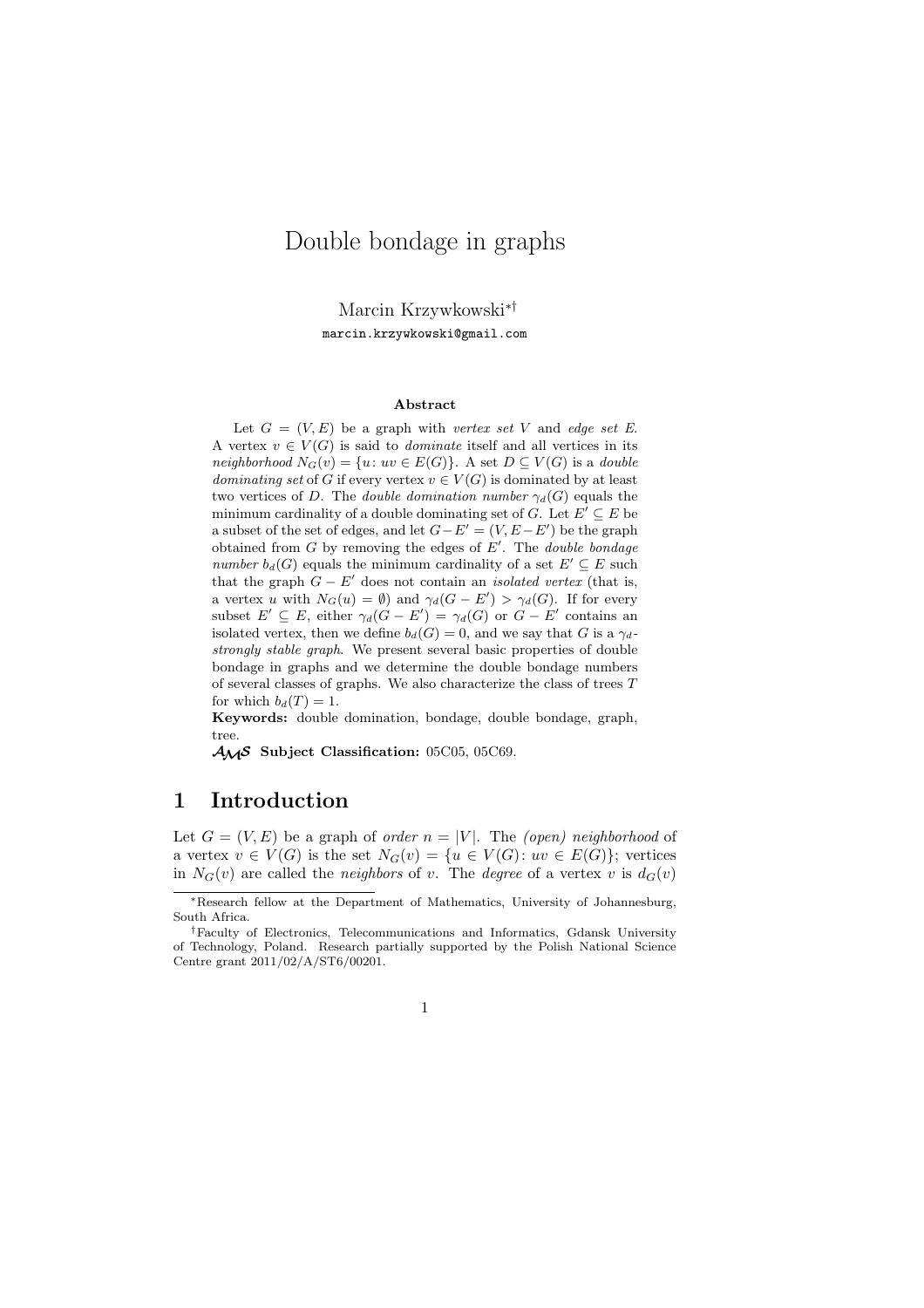# Double bondage in graphs

Marcin Krzywkowski[*][†]

marcin.krzywkowski@gmail.com

### Abstract

Let $G = (V, E)$ be a graph with *vertex set* $V$ and *edge set* $E$. A vertex $v \in V(G)$ is said to *dominate* itself and all vertices in its *neighborhood* $N_G(v) = \{u \colon uv \in E(G)\}$. A set $D \subseteq V(G)$ is a *double dominating set* of $G$ if every vertex $v \in V(G)$ is dominated by at least two vertices of $D$. The *double domination number* $\gamma_d(G)$ equals the minimum cardinality of a double dominating set of $G$. Let $E' \subseteq E$ be a subset of the set of edges, and let $G - E' = (V, E - E')$ be the graph obtained from $G$ by removing the edges of $E'$. The *double bondage number* $b_d(G)$ equals the minimum cardinality of a set $E' \subseteq E$ such that the graph $G - E'$ does not contain an *isolated vertex* (that is, a vertex $u$ with $N_G(u) = \emptyset$) and $\gamma_d(G - E') > \gamma_d(G)$. If for every subset $E' \subseteq E$, either $\gamma_d(G - E') = \gamma_d(G)$ or $G - E'$ contains an isolated vertex, then we define $b_d(G) = 0$, and we say that $G$ is a $\gamma_d$-*strongly stable graph*. We present several basic properties of double bondage in graphs and we determine the double bondage numbers of several classes of graphs. We also characterize the class of trees $T$ for which $b_d(T) = 1$.

**Keywords:** double domination, bondage, double bondage, graph, tree.

**AMS Subject Classification:** 05C05, 05C69.

## 1 Introduction

Let $G = (V, E)$ be a graph of *order* $n = |V|$. The *(open) neighborhood* of a vertex $v \in V(G)$ is the set $N_G(v) = \{u \in V(G) \colon uv \in E(G)\}$; vertices in $N_G(v)$ are called the *neighbors* of $v$. The *degree* of a vertex $v$ is $d_G(v)$

[*] Research fellow at the Department of Mathematics, University of Johannesburg, South Africa.

[†] Faculty of Electronics, Telecommunications and Informatics, Gdansk University of Technology, Poland. Research partially supported by the Polish National Science Centre grant 2011/02/A/ST6/00201.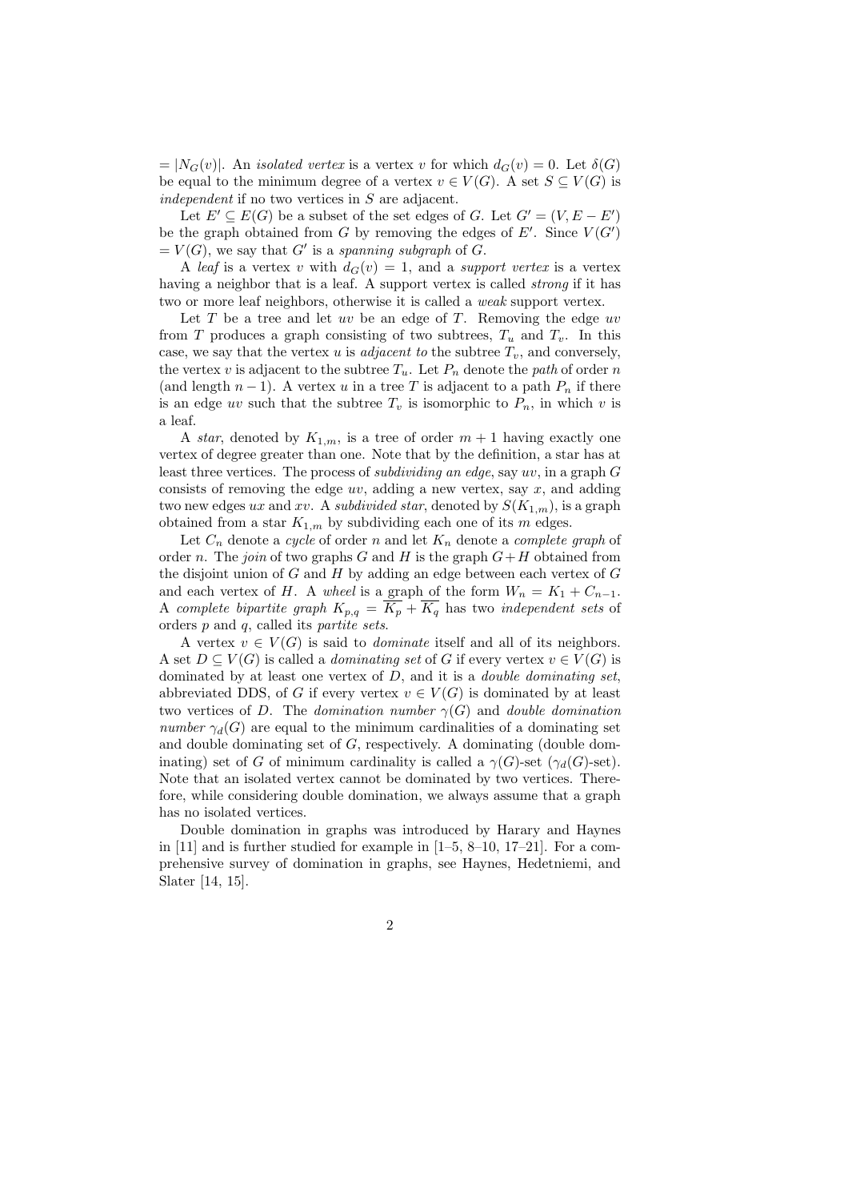$= |N_G(v)|$. An *isolated vertex* is a vertex $v$ for which $d_G(v) = 0$. Let $\delta(G)$ be equal to the minimum degree of a vertex $v \in V(G)$. A set $S \subseteq V(G)$ is *independent* if no two vertices in $S$ are adjacent.

Let $E' \subseteq E(G)$ be a subset of the set edges of $G$. Let $G' = (V, E - E')$ be the graph obtained from $G$ by removing the edges of $E'$. Since $V(G') = V(G)$, we say that $G'$ is a *spanning subgraph* of $G$.

A *leaf* is a vertex $v$ with $d_G(v) = 1$, and a *support vertex* is a vertex having a neighbor that is a leaf. A support vertex is called *strong* if it has two or more leaf neighbors, otherwise it is called a *weak* support vertex.

Let $T$ be a tree and let $uv$ be an edge of $T$. Removing the edge $uv$ from $T$ produces a graph consisting of two subtrees, $T_u$ and $T_v$. In this case, we say that the vertex $u$ is *adjacent to* the subtree $T_v$, and conversely, the vertex $v$ is adjacent to the subtree $T_u$. Let $P_n$ denote the *path* of order $n$ (and length $n-1$). A vertex $u$ in a tree $T$ is adjacent to a path $P_n$ if there is an edge $uv$ such that the subtree $T_v$ is isomorphic to $P_n$, in which $v$ is a leaf.

A *star*, denoted by $K_{1,m}$, is a tree of order $m+1$ having exactly one vertex of degree greater than one. Note that by the definition, a star has at least three vertices. The process of *subdividing an edge*, say $uv$, in a graph $G$ consists of removing the edge $uv$, adding a new vertex, say $x$, and adding two new edges $ux$ and $xv$. A *subdivided star*, denoted by $S(K_{1,m})$, is a graph obtained from a star $K_{1,m}$ by subdividing each one of its $m$ edges.

Let $C_n$ denote a *cycle* of order $n$ and let $K_n$ denote a *complete graph* of order $n$. The *join* of two graphs $G$ and $H$ is the graph $G+H$ obtained from the disjoint union of $G$ and $H$ by adding an edge between each vertex of $G$ and each vertex of $H$. A *wheel* is a graph of the form $W_n = K_1 + C_{n-1}$. A *complete bipartite graph* $K_{p,q} = \overline{K_p} + \overline{K_q}$ has two *independent sets* of orders $p$ and $q$, called its *partite sets*.

A vertex $v \in V(G)$ is said to *dominate* itself and all of its neighbors. A set $D \subseteq V(G)$ is called a *dominating set* of $G$ if every vertex $v \in V(G)$ is dominated by at least one vertex of $D$, and it is a *double dominating set*, abbreviated DDS, of $G$ if every vertex $v \in V(G)$ is dominated by at least two vertices of $D$. The *domination number* $\gamma(G)$ and *double domination number* $\gamma_d(G)$ are equal to the minimum cardinalities of a dominating set and double dominating set of $G$, respectively. A dominating (double dominating) set of $G$ of minimum cardinality is called a $\gamma(G)$-set ($\gamma_d(G)$-set). Note that an isolated vertex cannot be dominated by two vertices. Therefore, while considering double domination, we always assume that a graph has no isolated vertices.

Double domination in graphs was introduced by Harary and Haynes in [11] and is further studied for example in [1–5, 8–10, 17–21]. For a comprehensive survey of domination in graphs, see Haynes, Hedetniemi, and Slater [14, 15].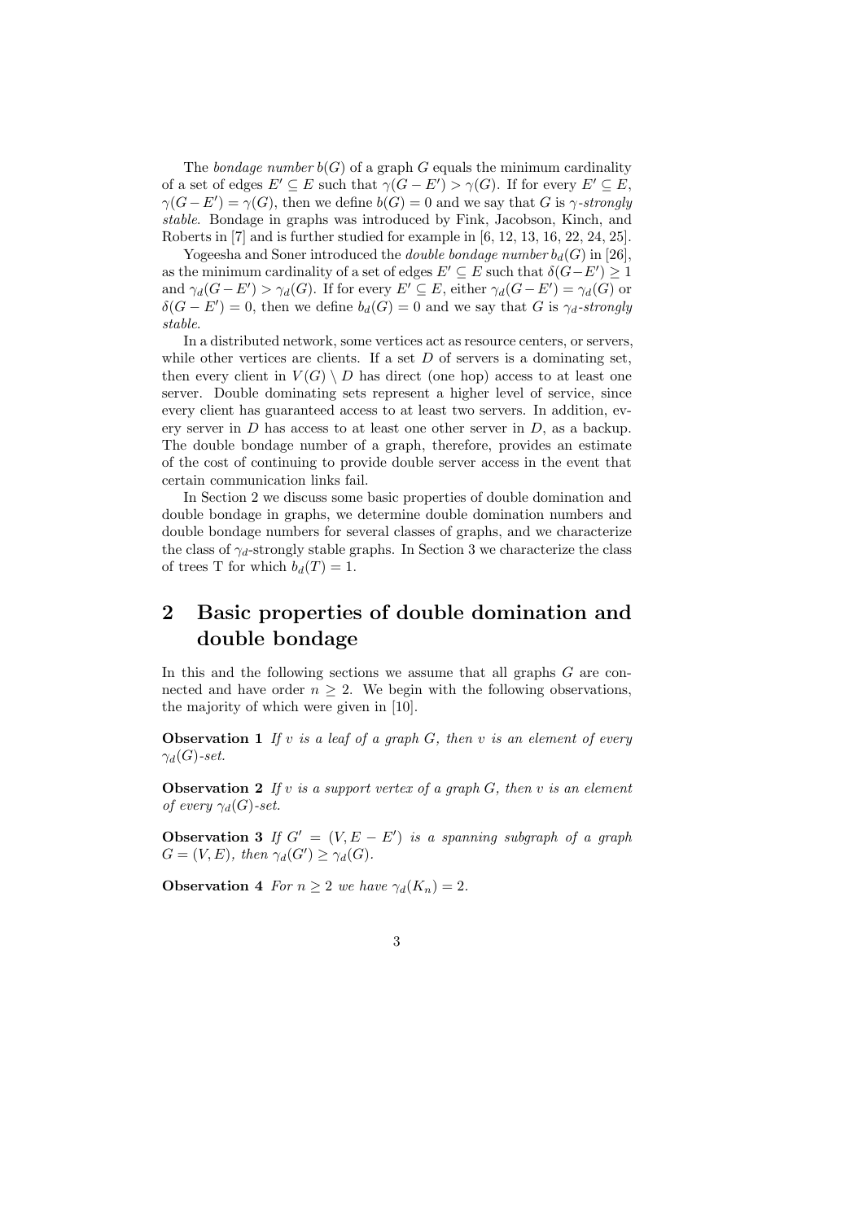The *bondage number* $b(G)$ of a graph $G$ equals the minimum cardinality of a set of edges $E' \subseteq E$ such that $\gamma(G - E') > \gamma(G)$. If for every $E' \subseteq E$, $\gamma(G - E') = \gamma(G)$, then we define $b(G) = 0$ and we say that $G$ is *$\gamma$-strongly stable*. Bondage in graphs was introduced by Fink, Jacobson, Kinch, and Roberts in [7] and is further studied for example in [6, 12, 13, 16, 22, 24, 25].

Yogeesha and Soner introduced the *double bondage number* $b_d(G)$ in [26], as the minimum cardinality of a set of edges $E' \subseteq E$ such that $\delta(G - E') \geq 1$ and $\gamma_d(G - E') > \gamma_d(G)$. If for every $E' \subseteq E$, either $\gamma_d(G - E') = \gamma_d(G)$ or $\delta(G - E') = 0$, then we define $b_d(G) = 0$ and we say that $G$ is *$\gamma_d$-strongly stable*.

In a distributed network, some vertices act as resource centers, or servers, while other vertices are clients. If a set $D$ of servers is a dominating set, then every client in $V(G) \setminus D$ has direct (one hop) access to at least one server. Double dominating sets represent a higher level of service, since every client has guaranteed access to at least two servers. In addition, every server in $D$ has access to at least one other server in $D$, as a backup. The double bondage number of a graph, therefore, provides an estimate of the cost of continuing to provide double server access in the event that certain communication links fail.

In Section 2 we discuss some basic properties of double domination and double bondage in graphs, we determine double domination numbers and double bondage numbers for several classes of graphs, and we characterize the class of $\gamma_d$-strongly stable graphs. In Section 3 we characterize the class of trees T for which $b_d(T) = 1$.

## 2 Basic properties of double domination and double bondage

In this and the following sections we assume that all graphs $G$ are connected and have order $n \geq 2$. We begin with the following observations, the majority of which were given in [10].

**Observation 1** *If $v$ is a leaf of a graph $G$, then $v$ is an element of every $\gamma_d(G)$-set.*

**Observation 2** *If $v$ is a support vertex of a graph $G$, then $v$ is an element of every $\gamma_d(G)$-set.*

**Observation 3** *If $G' = (V, E - E')$ is a spanning subgraph of a graph $G = (V, E)$, then $\gamma_d(G') \geq \gamma_d(G)$.*

**Observation 4** *For $n \geq 2$ we have $\gamma_d(K_n) = 2$.*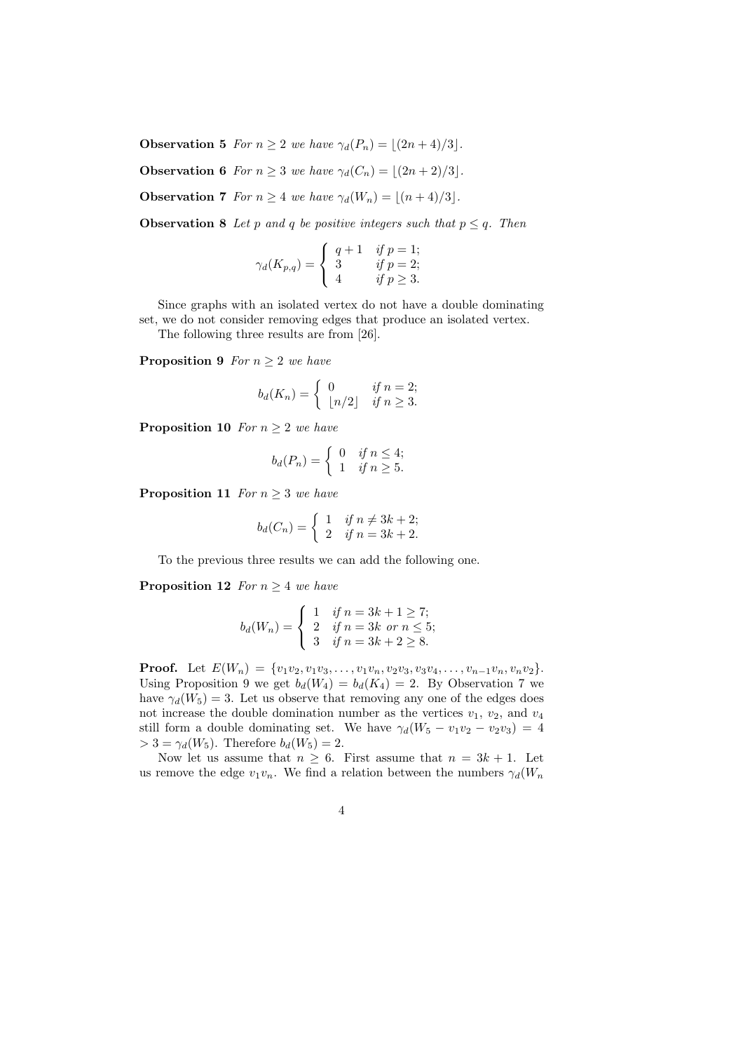**Observation 5** *For $n \geq 2$ we have $\gamma_d(P_n) = \lfloor (2n+4)/3 \rfloor$.*

**Observation 6** *For $n \geq 3$ we have $\gamma_d(C_n) = \lfloor (2n+2)/3 \rfloor$.*

**Observation 7** *For $n \geq 4$ we have $\gamma_d(W_n) = \lfloor (n+4)/3 \rfloor$.*

**Observation 8** *Let $p$ and $q$ be positive integers such that $p \leq q$. Then*

$$\gamma_d(K_{p,q}) = \begin{cases} q+1 & \text{if } p = 1; \\ 3 & \text{if } p = 2; \\ 4 & \text{if } p \geq 3. \end{cases}$$

Since graphs with an isolated vertex do not have a double dominating set, we do not consider removing edges that produce an isolated vertex.

The following three results are from [26].

**Proposition 9** *For $n \geq 2$ we have*

$$b_d(K_n) = \begin{cases} 0 & \text{if } n = 2; \\ \lfloor n/2 \rfloor & \text{if } n \geq 3. \end{cases}$$

**Proposition 10** *For $n \geq 2$ we have*

$$b_d(P_n) = \begin{cases} 0 & \text{if } n \leq 4; \\ 1 & \text{if } n \geq 5. \end{cases}$$

**Proposition 11** *For $n \geq 3$ we have*

$$b_d(C_n) = \begin{cases} 1 & \text{if } n \neq 3k+2; \\ 2 & \text{if } n = 3k+2. \end{cases}$$

To the previous three results we can add the following one.

**Proposition 12** *For $n \geq 4$ we have*

$$b_d(W_n) = \begin{cases} 1 & \text{if } n = 3k+1 \geq 7; \\ 2 & \text{if } n = 3k \text{ or } n \leq 5; \\ 3 & \text{if } n = 3k+2 \geq 8. \end{cases}$$

**Proof.** Let $E(W_n) = \{v_1v_2, v_1v_3, \ldots, v_1v_n, v_2v_3, v_3v_4, \ldots, v_{n-1}v_n, v_nv_2\}$. Using Proposition 9 we get $b_d(W_4) = b_d(K_4) = 2$. By Observation 7 we have $\gamma_d(W_5) = 3$. Let us observe that removing any one of the edges does not increase the double domination number as the vertices $v_1$, $v_2$, and $v_4$ still form a double dominating set. We have $\gamma_d(W_5 - v_1v_2 - v_2v_3) = 4 > 3 = \gamma_d(W_5)$. Therefore $b_d(W_5) = 2$.

Now let us assume that $n \geq 6$. First assume that $n = 3k+1$. Let us remove the edge $v_1v_n$. We find a relation between the numbers $\gamma_d(W_n$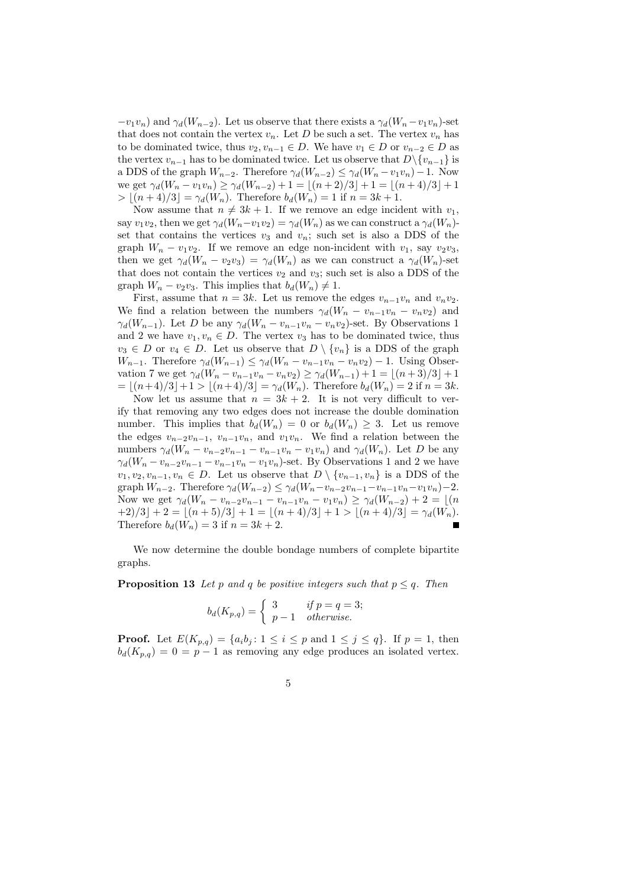$-v_1v_n$) and $\gamma_d(W_{n-2})$. Let us observe that there exists a $\gamma_d(W_n - v_1v_n)$-set that does not contain the vertex $v_n$. Let $D$ be such a set. The vertex $v_n$ has to be dominated twice, thus $v_2, v_{n-1} \in D$. We have $v_1 \in D$ or $v_{n-2} \in D$ as the vertex $v_{n-1}$ has to be dominated twice. Let us observe that $D \setminus \{v_{n-1}\}$ is a DDS of the graph $W_{n-2}$. Therefore $\gamma_d(W_{n-2}) \leq \gamma_d(W_n - v_1v_n) - 1$. Now we get $\gamma_d(W_n - v_1v_n) \geq \gamma_d(W_{n-2}) + 1 = \lfloor (n+2)/3 \rfloor + 1 = \lfloor (n+4)/3 \rfloor + 1 > \lfloor (n+4)/3 \rfloor = \gamma_d(W_n)$. Therefore $b_d(W_n) = 1$ if $n = 3k+1$.

Now assume that $n \neq 3k+1$. If we remove an edge incident with $v_1$, say $v_1v_2$, then we get $\gamma_d(W_n - v_1v_2) = \gamma_d(W_n)$ as we can construct a $\gamma_d(W_n)$-set that contains the vertices $v_3$ and $v_n$; such set is also a DDS of the graph $W_n - v_1v_2$. If we remove an edge non-incident with $v_1$, say $v_2v_3$, then we get $\gamma_d(W_n - v_2v_3) = \gamma_d(W_n)$ as we can construct a $\gamma_d(W_n)$-set that does not contain the vertices $v_2$ and $v_3$; such set is also a DDS of the graph $W_n - v_2v_3$. This implies that $b_d(W_n) \neq 1$.

First, assume that $n = 3k$. Let us remove the edges $v_{n-1}v_n$ and $v_nv_2$. We find a relation between the numbers $\gamma_d(W_n - v_{n-1}v_n - v_nv_2)$ and $\gamma_d(W_{n-1})$. Let $D$ be any $\gamma_d(W_n - v_{n-1}v_n - v_nv_2)$-set. By Observations 1 and 2 we have $v_1, v_n \in D$. The vertex $v_3$ has to be dominated twice, thus $v_3 \in D$ or $v_4 \in D$. Let us observe that $D \setminus \{v_n\}$ is a DDS of the graph $W_{n-1}$. Therefore $\gamma_d(W_{n-1}) \leq \gamma_d(W_n - v_{n-1}v_n - v_nv_2) - 1$. Using Observation 7 we get $\gamma_d(W_n - v_{n-1}v_n - v_nv_2) \geq \gamma_d(W_{n-1}) + 1 = \lfloor (n+3)/3 \rfloor + 1 = \lfloor (n+4)/3 \rfloor + 1 > \lfloor (n+4)/3 \rfloor = \gamma_d(W_n)$. Therefore $b_d(W_n) = 2$ if $n = 3k$.

Now let us assume that $n = 3k+2$. It is not very difficult to verify that removing any two edges does not increase the double domination number. This implies that $b_d(W_n) = 0$ or $b_d(W_n) \geq 3$. Let us remove the edges $v_{n-2}v_{n-1}$, $v_{n-1}v_n$, and $v_1v_n$. We find a relation between the numbers $\gamma_d(W_n - v_{n-2}v_{n-1} - v_{n-1}v_n - v_1v_n)$ and $\gamma_d(W_n)$. Let $D$ be any $\gamma_d(W_n - v_{n-2}v_{n-1} - v_{n-1}v_n - v_1v_n)$-set. By Observations 1 and 2 we have $v_1, v_2, v_{n-1}, v_n \in D$. Let us observe that $D \setminus \{v_{n-1}, v_n\}$ is a DDS of the graph $W_{n-2}$. Therefore $\gamma_d(W_{n-2}) \leq \gamma_d(W_n - v_{n-2}v_{n-1} - v_{n-1}v_n - v_1v_n) - 2$. Now we get $\gamma_d(W_n - v_{n-2}v_{n-1} - v_{n-1}v_n - v_1v_n) \geq \gamma_d(W_{n-2}) + 2 = \lfloor (n+2)/3 \rfloor + 2 = \lfloor (n+5)/3 \rfloor + 1 = \lfloor (n+4)/3 \rfloor + 1 > \lfloor (n+4)/3 \rfloor = \gamma_d(W_n)$. Therefore $b_d(W_n) = 3$ if $n = 3k+2$. ∎

We now determine the double bondage numbers of complete bipartite graphs.

**Proposition 13** *Let $p$ and $q$ be positive integers such that $p \leq q$. Then*

$$b_d(K_{p,q}) = \begin{cases} 3 & \text{if } p = q = 3; \\ p-1 & \text{otherwise.} \end{cases}$$

**Proof.** Let $E(K_{p,q}) = \{a_ib_j : 1 \leq i \leq p \text{ and } 1 \leq j \leq q\}$. If $p = 1$, then $b_d(K_{p,q}) = 0 = p-1$ as removing any edge produces an isolated vertex.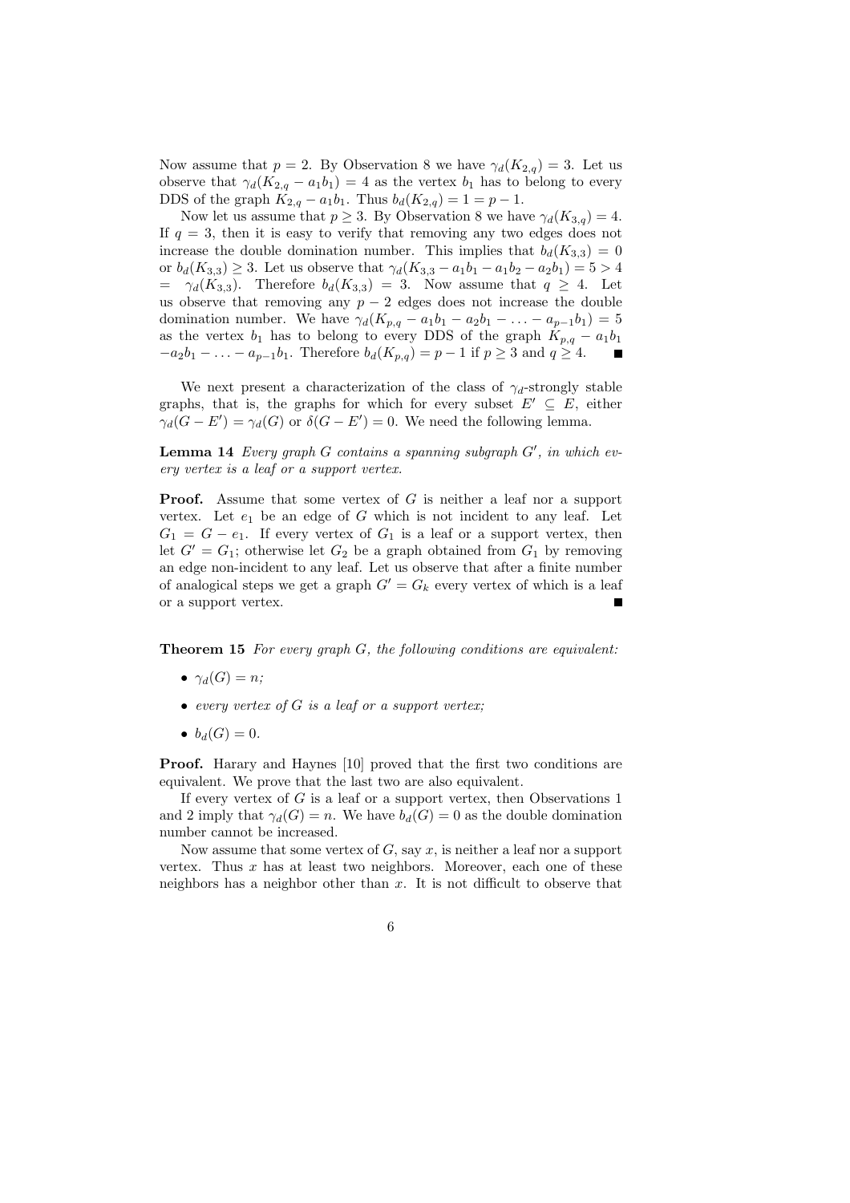Now assume that $p = 2$. By Observation 8 we have $\gamma_d(K_{2,q}) = 3$. Let us observe that $\gamma_d(K_{2,q} - a_1b_1) = 4$ as the vertex $b_1$ has to belong to every DDS of the graph $K_{2,q} - a_1b_1$. Thus $b_d(K_{2,q}) = 1 = p - 1$.

Now let us assume that $p \geq 3$. By Observation 8 we have $\gamma_d(K_{3,q}) = 4$. If $q = 3$, then it is easy to verify that removing any two edges does not increase the double domination number. This implies that $b_d(K_{3,3}) = 0$ or $b_d(K_{3,3}) \geq 3$. Let us observe that $\gamma_d(K_{3,3} - a_1b_1 - a_1b_2 - a_2b_1) = 5 > 4 = \gamma_d(K_{3,3})$. Therefore $b_d(K_{3,3}) = 3$. Now assume that $q \geq 4$. Let us observe that removing any $p - 2$ edges does not increase the double domination number. We have $\gamma_d(K_{p,q} - a_1b_1 - a_2b_1 - \ldots - a_{p-1}b_1) = 5$ as the vertex $b_1$ has to belong to every DDS of the graph $K_{p,q} - a_1b_1 - a_2b_1 - \ldots - a_{p-1}b_1$. Therefore $b_d(K_{p,q}) = p - 1$ if $p \geq 3$ and $q \geq 4$. ■

We next present a characterization of the class of $\gamma_d$-strongly stable graphs, that is, the graphs for which for every subset $E' \subseteq E$, either $\gamma_d(G - E') = \gamma_d(G)$ or $\delta(G - E') = 0$. We need the following lemma.

**Lemma 14** *Every graph $G$ contains a spanning subgraph $G'$, in which every vertex is a leaf or a support vertex.*

**Proof.** Assume that some vertex of $G$ is neither a leaf nor a support vertex. Let $e_1$ be an edge of $G$ which is not incident to any leaf. Let $G_1 = G - e_1$. If every vertex of $G_1$ is a leaf or a support vertex, then let $G' = G_1$; otherwise let $G_2$ be a graph obtained from $G_1$ by removing an edge non-incident to any leaf. Let us observe that after a finite number of analogical steps we get a graph $G' = G_k$ every vertex of which is a leaf or a support vertex. ■

**Theorem 15** *For every graph $G$, the following conditions are equivalent:*

- *$\gamma_d(G) = n$;*
- *every vertex of $G$ is a leaf or a support vertex;*
- *$b_d(G) = 0$.*

**Proof.** Harary and Haynes [10] proved that the first two conditions are equivalent. We prove that the last two are also equivalent.

If every vertex of $G$ is a leaf or a support vertex, then Observations 1 and 2 imply that $\gamma_d(G) = n$. We have $b_d(G) = 0$ as the double domination number cannot be increased.

Now assume that some vertex of $G$, say $x$, is neither a leaf nor a support vertex. Thus $x$ has at least two neighbors. Moreover, each one of these neighbors has a neighbor other than $x$. It is not difficult to observe that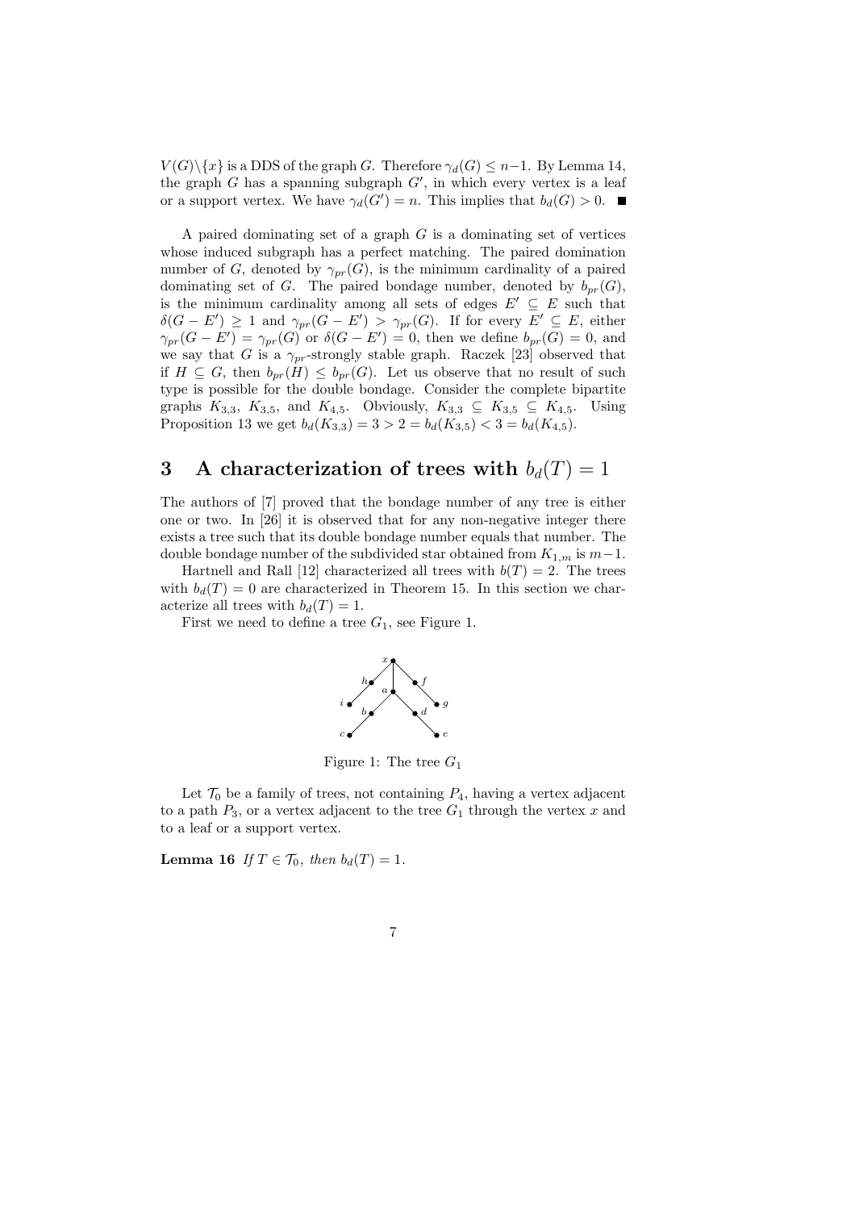$V(G)\setminus\{x\}$ is a DDS of the graph $G$. Therefore $\gamma_d(G) \leq n-1$. By Lemma 14, the graph $G$ has a spanning subgraph $G'$, in which every vertex is a leaf or a support vertex. We have $\gamma_d(G') = n$. This implies that $b_d(G) > 0$. ■

A paired dominating set of a graph $G$ is a dominating set of vertices whose induced subgraph has a perfect matching. The paired domination number of $G$, denoted by $\gamma_{pr}(G)$, is the minimum cardinality of a paired dominating set of $G$. The paired bondage number, denoted by $b_{pr}(G)$, is the minimum cardinality among all sets of edges $E' \subseteq E$ such that $\delta(G - E') \geq 1$ and $\gamma_{pr}(G - E') > \gamma_{pr}(G)$. If for every $E' \subseteq E$, either $\gamma_{pr}(G - E') = \gamma_{pr}(G)$ or $\delta(G - E') = 0$, then we define $b_{pr}(G) = 0$, and we say that $G$ is a $\gamma_{pr}$-strongly stable graph. Raczek [23] observed that if $H \subseteq G$, then $b_{pr}(H) \leq b_{pr}(G)$. Let us observe that no result of such type is possible for the double bondage. Consider the complete bipartite graphs $K_{3,3}$, $K_{3,5}$, and $K_{4,5}$. Obviously, $K_{3,3} \subseteq K_{3,5} \subseteq K_{4,5}$. Using Proposition 13 we get $b_d(K_{3,3}) = 3 > 2 = b_d(K_{3,5}) < 3 = b_d(K_{4,5})$.

## 3 A characterization of trees with $b_d(T) = 1$

The authors of [7] proved that the bondage number of any tree is either one or two. In [26] it is observed that for any non-negative integer there exists a tree such that its double bondage number equals that number. The double bondage number of the subdivided star obtained from $K_{1,m}$ is $m-1$.

Hartnell and Rall [12] characterized all trees with $b(T) = 2$. The trees with $b_d(T) = 0$ are characterized in Theorem 15. In this section we characterize all trees with $b_d(T) = 1$.

First we need to define a tree $G_1$, see Figure 1.

Figure 1: The tree $G_1$

Let $\mathcal{T}_0$ be a family of trees, not containing $P_4$, having a vertex adjacent to a path $P_3$, or a vertex adjacent to the tree $G_1$ through the vertex $x$ and to a leaf or a support vertex.

**Lemma 16** *If $T \in \mathcal{T}_0$, then $b_d(T) = 1$.*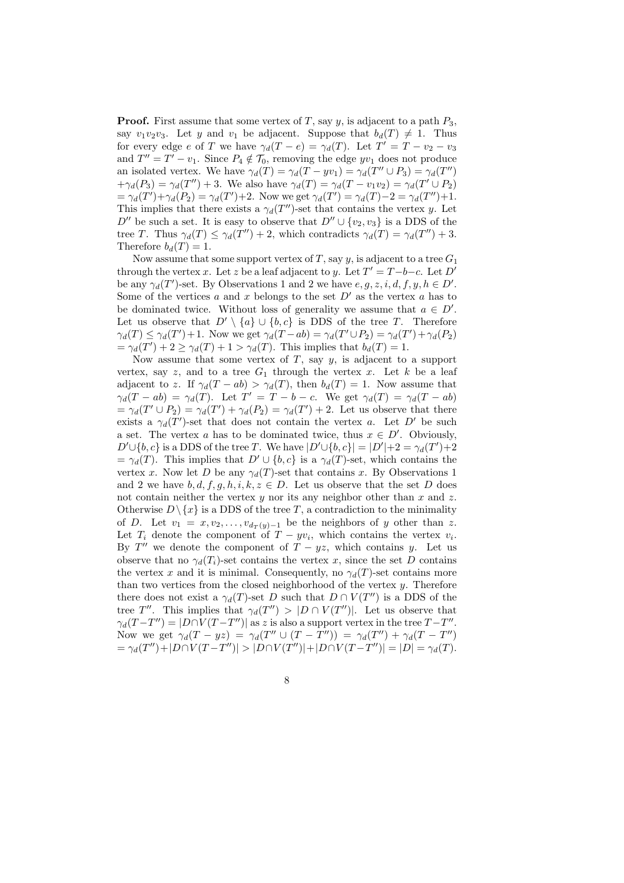**Proof.** First assume that some vertex of $T$, say $y$, is adjacent to a path $P_3$, say $v_1v_2v_3$. Let $y$ and $v_1$ be adjacent. Suppose that $b_d(T) \neq 1$. Thus for every edge $e$ of $T$ we have $\gamma_d(T - e) = \gamma_d(T)$. Let $T' = T - v_2 - v_3$ and $T'' = T' - v_1$. Since $P_4 \notin \mathcal{T}_0$, removing the edge $yv_1$ does not produce an isolated vertex. We have $\gamma_d(T) = \gamma_d(T - yv_1) = \gamma_d(T'' \cup P_3) = \gamma_d(T'')$ $+\gamma_d(P_3) = \gamma_d(T'') + 3$. We also have $\gamma_d(T) = \gamma_d(T - v_1v_2) = \gamma_d(T' \cup P_2)$ $= \gamma_d(T')+\gamma_d(P_2) = \gamma_d(T')+2$. Now we get $\gamma_d(T') = \gamma_d(T)-2 = \gamma_d(T'')+1$. This implies that there exists a $\gamma_d(T'')$-set that contains the vertex $y$. Let $D''$ be such a set. It is easy to observe that $D'' \cup \{v_2, v_3\}$ is a DDS of the tree $T$. Thus $\gamma_d(T) \leq \gamma_d(T'') + 2$, which contradicts $\gamma_d(T) = \gamma_d(T'') + 3$. Therefore $b_d(T) = 1$.

Now assume that some support vertex of $T$, say $y$, is adjacent to a tree $G_1$ through the vertex $x$. Let $z$ be a leaf adjacent to $y$. Let $T' = T-b-c$. Let $D'$ be any $\gamma_d(T')$-set. By Observations 1 and 2 we have $e, g, z, i, d, f, y, h \in D'$. Some of the vertices $a$ and $x$ belongs to the set $D'$ as the vertex $a$ has to be dominated twice. Without loss of generality we assume that $a \in D'$. Let us observe that $D' \setminus \{a\} \cup \{b, c\}$ is DDS of the tree $T$. Therefore $\gamma_d(T) \leq \gamma_d(T')+1$. Now we get $\gamma_d(T-ab) = \gamma_d(T' \cup P_2) = \gamma_d(T')+\gamma_d(P_2)$ $= \gamma_d(T') + 2 \geq \gamma_d(T) + 1 > \gamma_d(T)$. This implies that $b_d(T) = 1$.

Now assume that some vertex of $T$, say $y$, is adjacent to a support vertex, say $z$, and to a tree $G_1$ through the vertex $x$. Let $k$ be a leaf adjacent to $z$. If $\gamma_d(T - ab) > \gamma_d(T)$, then $b_d(T) = 1$. Now assume that $\gamma_d(T - ab) = \gamma_d(T)$. Let $T' = T - b - c$. We get $\gamma_d(T) = \gamma_d(T - ab)$ $= \gamma_d(T' \cup P_2) = \gamma_d(T') + \gamma_d(P_2) = \gamma_d(T') + 2$. Let us observe that there exists a $\gamma_d(T')$-set that does not contain the vertex $a$. Let $D'$ be such a set. The vertex $a$ has to be dominated twice, thus $x \in D'$. Obviously, $D' \cup \{b, c\}$ is a DDS of the tree $T$. We have $|D' \cup \{b, c\}| = |D'|+2 = \gamma_d(T')+2$ $= \gamma_d(T)$. This implies that $D' \cup \{b, c\}$ is a $\gamma_d(T)$-set, which contains the vertex $x$. Now let $D$ be any $\gamma_d(T)$-set that contains $x$. By Observations 1 and 2 we have $b, d, f, g, h, i, k, z \in D$. Let us observe that the set $D$ does not contain neither the vertex $y$ nor its any neighbor other than $x$ and $z$. Otherwise $D \setminus \{x\}$ is a DDS of the tree $T$, a contradiction to the minimality of $D$. Let $v_1 = x, v_2, \ldots, v_{d_T(y)-1}$ be the neighbors of $y$ other than $z$. Let $T_i$ denote the component of $T - yv_i$, which contains the vertex $v_i$. By $T''$ we denote the component of $T - yz$, which contains $y$. Let us observe that no $\gamma_d(T_i)$-set contains the vertex $x$, since the set $D$ contains the vertex $x$ and it is minimal. Consequently, no $\gamma_d(T)$-set contains more than two vertices from the closed neighborhood of the vertex $y$. Therefore there does not exist a $\gamma_d(T)$-set $D$ such that $D \cap V(T'')$ is a DDS of the tree $T''$. This implies that $\gamma_d(T'') > |D \cap V(T'')|$. Let us observe that $\gamma_d(T-T'') = |D \cap V(T-T'')|$ as $z$ is also a support vertex in the tree $T-T''$. Now we get $\gamma_d(T - yz) = \gamma_d(T'' \cup (T - T'')) = \gamma_d(T'') + \gamma_d(T - T'')$ $= \gamma_d(T'')+|D \cap V(T-T'')| > |D \cap V(T'')|+|D \cap V(T-T'')| = |D| = \gamma_d(T)$.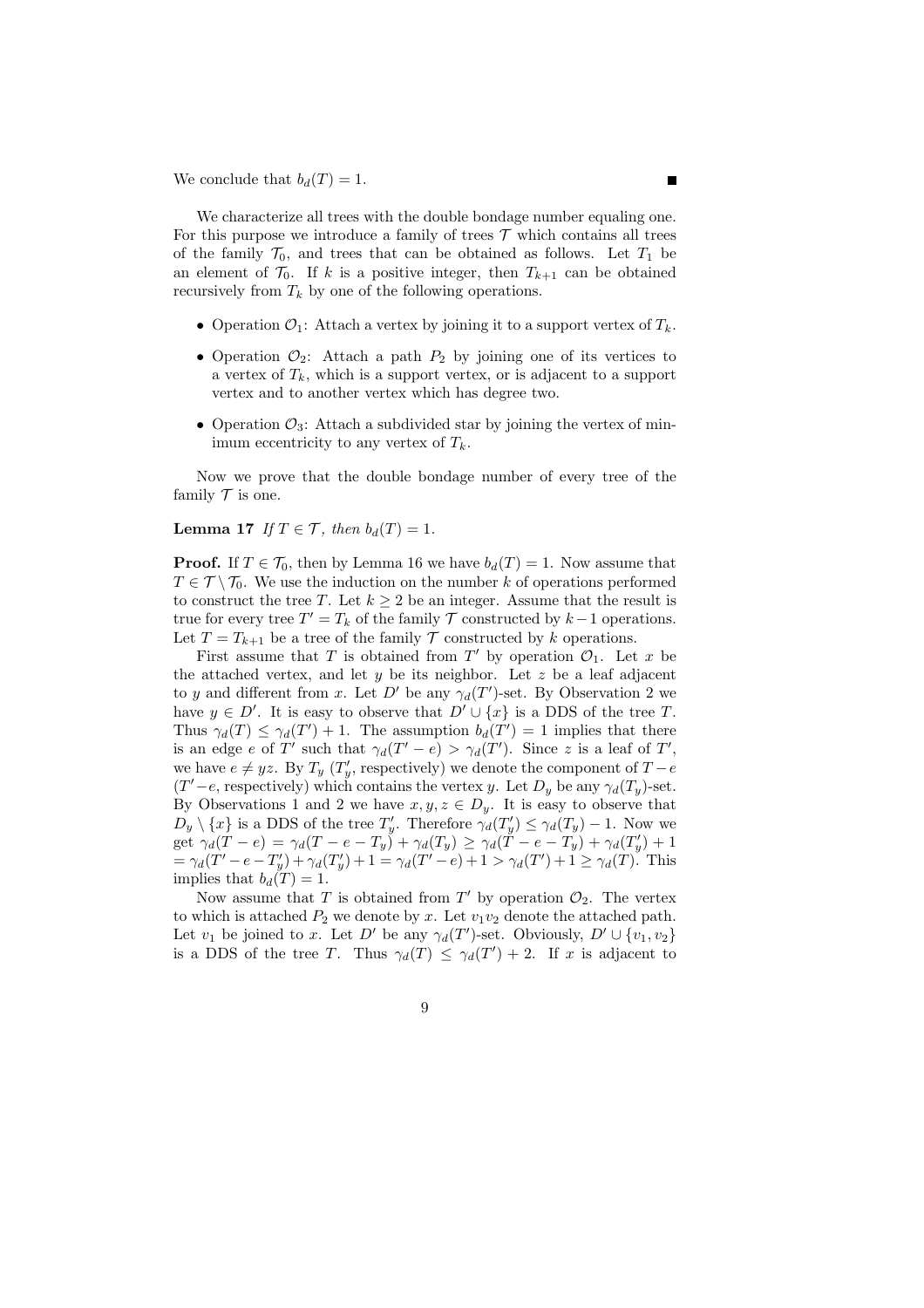We conclude that $b_d(T) = 1$. ∎

We characterize all trees with the double bondage number equaling one. For this purpose we introduce a family of trees $\mathcal{T}$ which contains all trees of the family $\mathcal{T}_0$, and trees that can be obtained as follows. Let $T_1$ be an element of $\mathcal{T}_0$. If $k$ is a positive integer, then $T_{k+1}$ can be obtained recursively from $T_k$ by one of the following operations.

- Operation $\mathcal{O}_1$: Attach a vertex by joining it to a support vertex of $T_k$.
- Operation $\mathcal{O}_2$: Attach a path $P_2$ by joining one of its vertices to a vertex of $T_k$, which is a support vertex, or is adjacent to a support vertex and to another vertex which has degree two.
- Operation $\mathcal{O}_3$: Attach a subdivided star by joining the vertex of minimum eccentricity to any vertex of $T_k$.

Now we prove that the double bondage number of every tree of the family $\mathcal{T}$ is one.

**Lemma 17** *If $T \in \mathcal{T}$, then $b_d(T) = 1$.*

**Proof.** If $T \in \mathcal{T}_0$, then by Lemma 16 we have $b_d(T) = 1$. Now assume that $T \in \mathcal{T} \setminus \mathcal{T}_0$. We use the induction on the number $k$ of operations performed to construct the tree $T$. Let $k \geq 2$ be an integer. Assume that the result is true for every tree $T' = T_k$ of the family $\mathcal{T}$ constructed by $k-1$ operations. Let $T = T_{k+1}$ be a tree of the family $\mathcal{T}$ constructed by $k$ operations.

First assume that $T$ is obtained from $T'$ by operation $\mathcal{O}_1$. Let $x$ be the attached vertex, and let $y$ be its neighbor. Let $z$ be a leaf adjacent to $y$ and different from $x$. Let $D'$ be any $\gamma_d(T')$-set. By Observation 2 we have $y \in D'$. It is easy to observe that $D' \cup \{x\}$ is a DDS of the tree $T$. Thus $\gamma_d(T) \leq \gamma_d(T') + 1$. The assumption $b_d(T') = 1$ implies that there is an edge $e$ of $T'$ such that $\gamma_d(T' - e) > \gamma_d(T')$. Since $z$ is a leaf of $T'$, we have $e \neq yz$. By $T_y$ ($T'_y$, respectively) we denote the component of $T - e$ ($T' - e$, respectively) which contains the vertex $y$. Let $D_y$ be any $\gamma_d(T_y)$-set. By Observations 1 and 2 we have $x, y, z \in D_y$. It is easy to observe that $D_y \setminus \{x\}$ is a DDS of the tree $T'_y$. Therefore $\gamma_d(T'_y) \leq \gamma_d(T_y) - 1$. Now we get $\gamma_d(T - e) = \gamma_d(T - e - T_y) + \gamma_d(T_y) \geq \gamma_d(T - e - T_y) + \gamma_d(T'_y) + 1$ $= \gamma_d(T' - e - T'_y) + \gamma_d(T'_y) + 1 = \gamma_d(T' - e) + 1 > \gamma_d(T') + 1 \geq \gamma_d(T)$. This implies that $b_d(T) = 1$.

Now assume that $T$ is obtained from $T'$ by operation $\mathcal{O}_2$. The vertex to which is attached $P_2$ we denote by $x$. Let $v_1v_2$ denote the attached path. Let $v_1$ be joined to $x$. Let $D'$ be any $\gamma_d(T')$-set. Obviously, $D' \cup \{v_1, v_2\}$ is a DDS of the tree $T$. Thus $\gamma_d(T) \leq \gamma_d(T') + 2$. If $x$ is adjacent to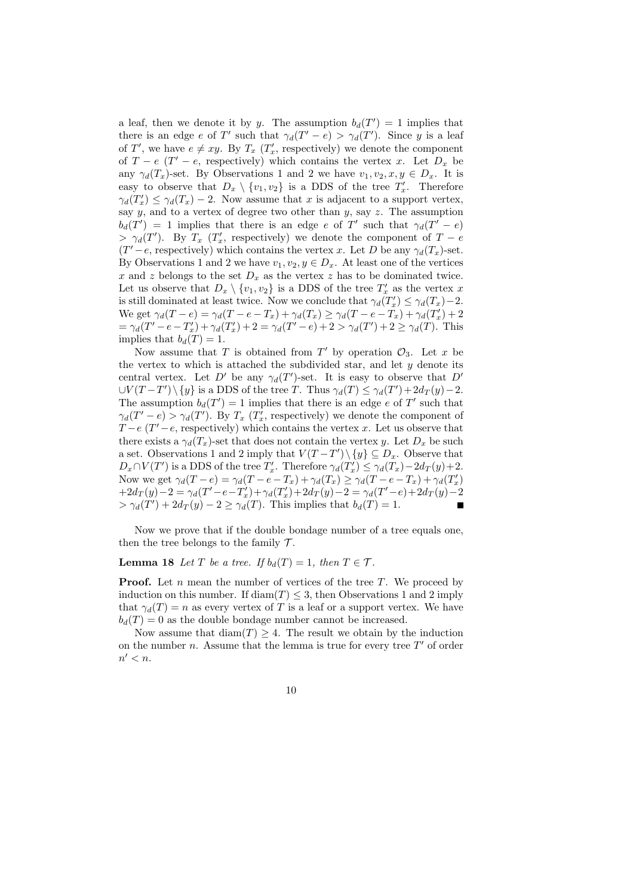a leaf, then we denote it by $y$. The assumption $b_d(T') = 1$ implies that there is an edge $e$ of $T'$ such that $\gamma_d(T'-e) > \gamma_d(T')$. Since $y$ is a leaf of $T'$, we have $e \neq xy$. By $T_x$ ($T'_x$, respectively) we denote the component of $T-e$ ($T'-e$, respectively) which contains the vertex $x$. Let $D_x$ be any $\gamma_d(T_x)$-set. By Observations 1 and 2 we have $v_1, v_2, x, y \in D_x$. It is easy to observe that $D_x \setminus \{v_1, v_2\}$ is a DDS of the tree $T'_x$. Therefore $\gamma_d(T'_x) \leq \gamma_d(T_x) - 2$. Now assume that $x$ is adjacent to a support vertex, say $y$, and to a vertex of degree two other than $y$, say $z$. The assumption $b_d(T') = 1$ implies that there is an edge $e$ of $T'$ such that $\gamma_d(T'-e) > \gamma_d(T')$. By $T_x$ ($T'_x$, respectively) we denote the component of $T-e$ ($T'-e$, respectively) which contains the vertex $x$. Let $D$ be any $\gamma_d(T_x)$-set. By Observations 1 and 2 we have $v_1, v_2, y \in D_x$. At least one of the vertices $x$ and $z$ belongs to the set $D_x$ as the vertex $z$ has to be dominated twice. Let us observe that $D_x \setminus \{v_1, v_2\}$ is a DDS of the tree $T'_x$ as the vertex $x$ is still dominated at least twice. Now we conclude that $\gamma_d(T'_x) \leq \gamma_d(T_x) - 2$. We get $\gamma_d(T-e) = \gamma_d(T-e-T_x) + \gamma_d(T_x) \geq \gamma_d(T-e-T_x) + \gamma_d(T'_x) + 2 = \gamma_d(T'-e-T'_x) + \gamma_d(T'_x) + 2 = \gamma_d(T'-e) + 2 > \gamma_d(T') + 2 \geq \gamma_d(T)$. This implies that $b_d(T) = 1$.

Now assume that $T$ is obtained from $T'$ by operation $\mathcal{O}_3$. Let $x$ be the vertex to which is attached the subdivided star, and let $y$ denote its central vertex. Let $D'$ be any $\gamma_d(T')$-set. It is easy to observe that $D' \cup V(T-T') \setminus \{y\}$ is a DDS of the tree $T$. Thus $\gamma_d(T) \leq \gamma_d(T') + 2d_T(y) - 2$. The assumption $b_d(T') = 1$ implies that there is an edge $e$ of $T'$ such that $\gamma_d(T'-e) > \gamma_d(T')$. By $T_x$ ($T'_x$, respectively) we denote the component of $T-e$ ($T'-e$, respectively) which contains the vertex $x$. Let us observe that there exists a $\gamma_d(T_x)$-set that does not contain the vertex $y$. Let $D_x$ be such a set. Observations 1 and 2 imply that $V(T-T') \setminus \{y\} \subseteq D_x$. Observe that $D_x \cap V(T')$ is a DDS of the tree $T'_x$. Therefore $\gamma_d(T'_x) \leq \gamma_d(T_x) - 2d_T(y) + 2$. Now we get $\gamma_d(T-e) = \gamma_d(T-e-T_x) + \gamma_d(T_x) \geq \gamma_d(T-e-T_x) + \gamma_d(T'_x) + 2d_T(y) - 2 = \gamma_d(T'-e-T'_x) + \gamma_d(T'_x) + 2d_T(y) - 2 = \gamma_d(T'-e) + 2d_T(y) - 2 > \gamma_d(T') + 2d_T(y) - 2 \geq \gamma_d(T)$. This implies that $b_d(T) = 1$. ∎

Now we prove that if the double bondage number of a tree equals one, then the tree belongs to the family $\mathcal{T}$.

**Lemma 18** *Let $T$ be a tree. If $b_d(T) = 1$, then $T \in \mathcal{T}$.*

**Proof.** Let $n$ mean the number of vertices of the tree $T$. We proceed by induction on this number. If $\mathrm{diam}(T) \leq 3$, then Observations 1 and 2 imply that $\gamma_d(T) = n$ as every vertex of $T$ is a leaf or a support vertex. We have $b_d(T) = 0$ as the double bondage number cannot be increased.

Now assume that $\mathrm{diam}(T) \geq 4$. The result we obtain by the induction on the number $n$. Assume that the lemma is true for every tree $T'$ of order $n' < n$.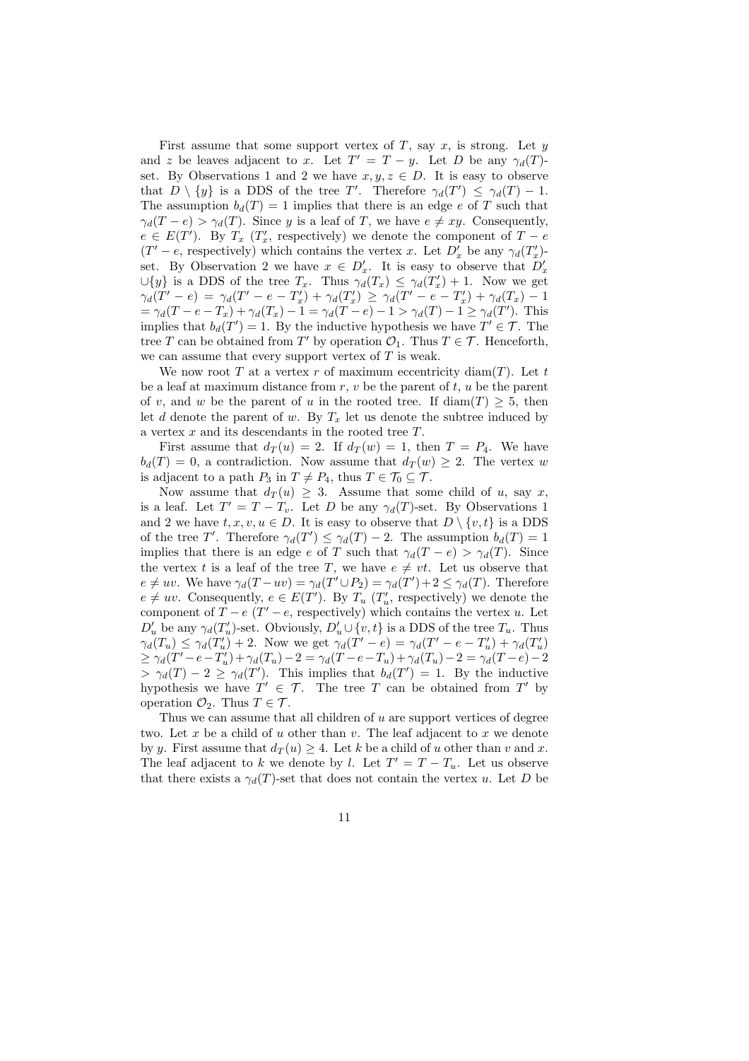First assume that some support vertex of $T$, say $x$, is strong. Let $y$ and $z$ be leaves adjacent to $x$. Let $T' = T - y$. Let $D$ be any $\gamma_d(T)$-set. By Observations 1 and 2 we have $x, y, z \in D$. It is easy to observe that $D \setminus \{y\}$ is a DDS of the tree $T'$. Therefore $\gamma_d(T') \leq \gamma_d(T) - 1$. The assumption $b_d(T) = 1$ implies that there is an edge $e$ of $T$ such that $\gamma_d(T - e) > \gamma_d(T)$. Since $y$ is a leaf of $T$, we have $e \neq xy$. Consequently, $e \in E(T')$. By $T_x$ ($T'_x$, respectively) we denote the component of $T - e$ ($T' - e$, respectively) which contains the vertex $x$. Let $D'_x$ be any $\gamma_d(T'_x)$-set. By Observation 2 we have $x \in D'_x$. It is easy to observe that $D'_x \cup \{y\}$ is a DDS of the tree $T_x$. Thus $\gamma_d(T_x) \leq \gamma_d(T'_x) + 1$. Now we get $\gamma_d(T' - e) = \gamma_d(T' - e - T'_x) + \gamma_d(T'_x) \geq \gamma_d(T' - e - T'_x) + \gamma_d(T_x) - 1$ $= \gamma_d(T - e - T_x) + \gamma_d(T_x) - 1 = \gamma_d(T - e) - 1 > \gamma_d(T) - 1 \geq \gamma_d(T')$. This implies that $b_d(T') = 1$. By the inductive hypothesis we have $T' \in \mathcal{T}$. The tree $T$ can be obtained from $T'$ by operation $\mathcal{O}_1$. Thus $T \in \mathcal{T}$. Henceforth, we can assume that every support vertex of $T$ is weak.

We now root $T$ at a vertex $r$ of maximum eccentricity $\text{diam}(T)$. Let $t$ be a leaf at maximum distance from $r$, $v$ be the parent of $t$, $u$ be the parent of $v$, and $w$ be the parent of $u$ in the rooted tree. If $\text{diam}(T) \geq 5$, then let $d$ denote the parent of $w$. By $T_x$ let us denote the subtree induced by a vertex $x$ and its descendants in the rooted tree $T$.

First assume that $d_T(u) = 2$. If $d_T(w) = 1$, then $T = P_4$. We have $b_d(T) = 0$, a contradiction. Now assume that $d_T(w) \geq 2$. The vertex $w$ is adjacent to a path $P_3$ in $T \neq P_4$, thus $T \in \mathcal{T}_0 \subseteq \mathcal{T}$.

Now assume that $d_T(u) \geq 3$. Assume that some child of $u$, say $x$, is a leaf. Let $T' = T - T_v$. Let $D$ be any $\gamma_d(T)$-set. By Observations 1 and 2 we have $t, x, v, u \in D$. It is easy to observe that $D \setminus \{v, t\}$ is a DDS of the tree $T'$. Therefore $\gamma_d(T') \leq \gamma_d(T) - 2$. The assumption $b_d(T) = 1$ implies that there is an edge $e$ of $T$ such that $\gamma_d(T - e) > \gamma_d(T)$. Since the vertex $t$ is a leaf of the tree $T$, we have $e \neq vt$. Let us observe that $e \neq uv$. We have $\gamma_d(T - uv) = \gamma_d(T' \cup P_2) = \gamma_d(T') + 2 \leq \gamma_d(T)$. Therefore $e \neq uv$. Consequently, $e \in E(T')$. By $T_u$ ($T'_u$, respectively) we denote the component of $T - e$ ($T' - e$, respectively) which contains the vertex $u$. Let $D'_u$ be any $\gamma_d(T'_u)$-set. Obviously, $D'_u \cup \{v, t\}$ is a DDS of the tree $T_u$. Thus $\gamma_d(T_u) \leq \gamma_d(T'_u) + 2$. Now we get $\gamma_d(T' - e) = \gamma_d(T' - e - T'_u) + \gamma_d(T'_u)$ $\geq \gamma_d(T' - e - T'_u) + \gamma_d(T_u) - 2 = \gamma_d(T - e - T_u) + \gamma_d(T_u) - 2 = \gamma_d(T - e) - 2$ $> \gamma_d(T) - 2 \geq \gamma_d(T')$. This implies that $b_d(T') = 1$. By the inductive hypothesis we have $T' \in \mathcal{T}$. The tree $T$ can be obtained from $T'$ by operation $\mathcal{O}_2$. Thus $T \in \mathcal{T}$.

Thus we can assume that all children of $u$ are support vertices of degree two. Let $x$ be a child of $u$ other than $v$. The leaf adjacent to $x$ we denote by $y$. First assume that $d_T(u) \geq 4$. Let $k$ be a child of $u$ other than $v$ and $x$. The leaf adjacent to $k$ we denote by $l$. Let $T' = T - T_u$. Let us observe that there exists a $\gamma_d(T)$-set that does not contain the vertex $u$. Let $D$ be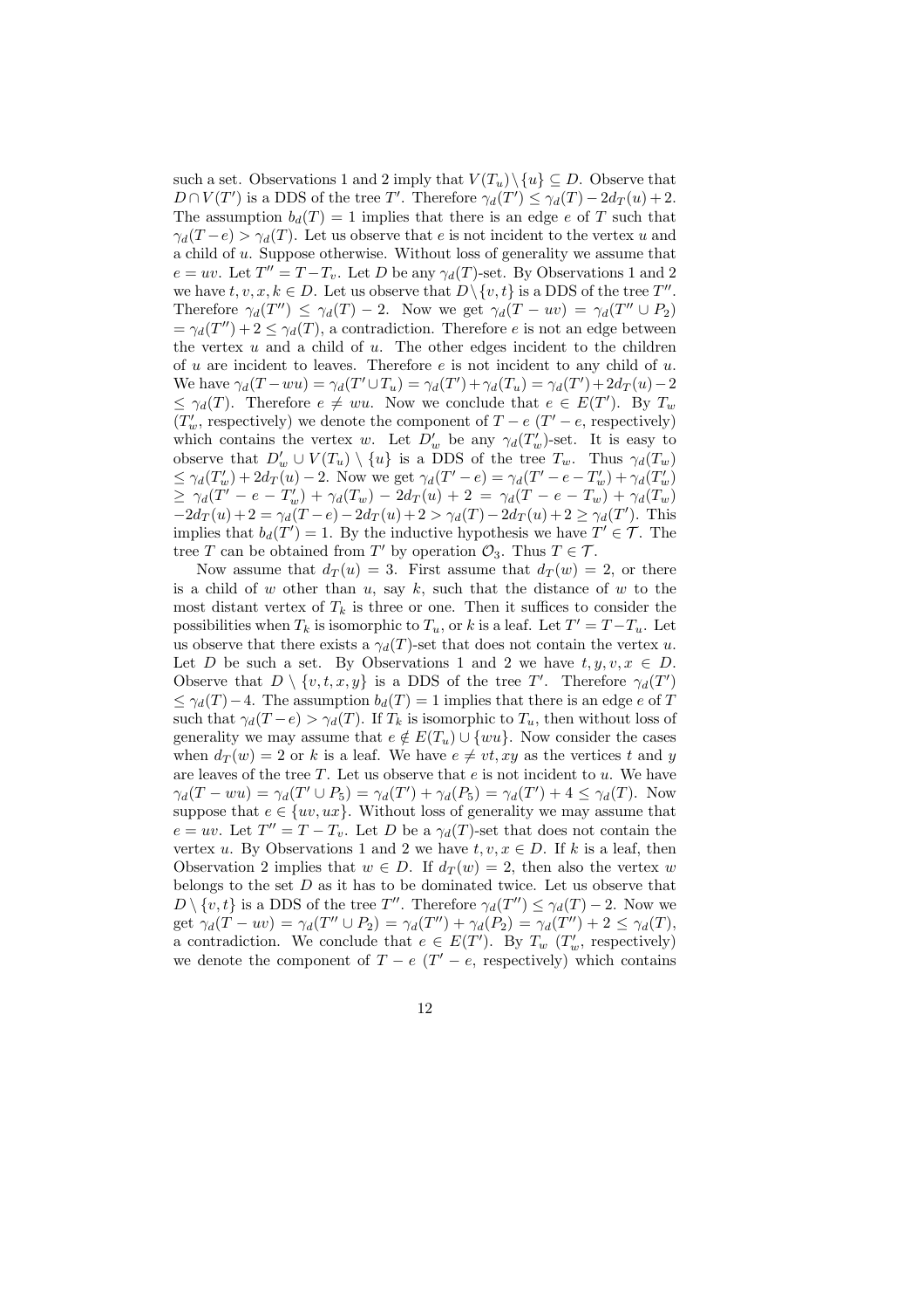such a set. Observations 1 and 2 imply that $V(T_u) \setminus \{u\} \subseteq D$. Observe that $D \cap V(T')$ is a DDS of the tree $T'$. Therefore $\gamma_d(T') \leq \gamma_d(T) - 2d_T(u) + 2$. The assumption $b_d(T) = 1$ implies that there is an edge $e$ of $T$ such that $\gamma_d(T - e) > \gamma_d(T)$. Let us observe that $e$ is not incident to the vertex $u$ and a child of $u$. Suppose otherwise. Without loss of generality we assume that $e = uv$. Let $T'' = T - T_v$. Let $D$ be any $\gamma_d(T)$-set. By Observations 1 and 2 we have $t, v, x, k \in D$. Let us observe that $D \setminus \{v, t\}$ is a DDS of the tree $T''$. Therefore $\gamma_d(T'') \leq \gamma_d(T) - 2$. Now we get $\gamma_d(T - uv) = \gamma_d(T'' \cup P_2)$ $= \gamma_d(T'') + 2 \leq \gamma_d(T)$, a contradiction. Therefore $e$ is not an edge between the vertex $u$ and a child of $u$. The other edges incident to the children of $u$ are incident to leaves. Therefore $e$ is not incident to any child of $u$. We have $\gamma_d(T - wu) = \gamma_d(T' \cup T_u) = \gamma_d(T') + \gamma_d(T_u) = \gamma_d(T') + 2d_T(u) - 2$ $\leq \gamma_d(T)$. Therefore $e \neq wu$. Now we conclude that $e \in E(T')$. By $T_w$ ($T'_w$, respectively) we denote the component of $T - e$ ($T' - e$, respectively) which contains the vertex $w$. Let $D'_w$ be any $\gamma_d(T'_w)$-set. It is easy to observe that $D'_w \cup V(T_u) \setminus \{u\}$ is a DDS of the tree $T_w$. Thus $\gamma_d(T_w)$ $\leq \gamma_d(T'_w) + 2d_T(u) - 2$. Now we get $\gamma_d(T' - e) = \gamma_d(T' - e - T'_w) + \gamma_d(T'_w)$ $\geq \gamma_d(T' - e - T'_w) + \gamma_d(T_w) - 2d_T(u) + 2 = \gamma_d(T - e - T_w) + \gamma_d(T_w)$ $-2d_T(u) + 2 = \gamma_d(T - e) - 2d_T(u) + 2 > \gamma_d(T) - 2d_T(u) + 2 \geq \gamma_d(T')$. This implies that $b_d(T') = 1$. By the inductive hypothesis we have $T' \in \mathcal{T}$. The tree $T$ can be obtained from $T'$ by operation $\mathcal{O}_3$. Thus $T \in \mathcal{T}$.

Now assume that $d_T(u) = 3$. First assume that $d_T(w) = 2$, or there is a child of $w$ other than $u$, say $k$, such that the distance of $w$ to the most distant vertex of $T_k$ is three or one. Then it suffices to consider the possibilities when $T_k$ is isomorphic to $T_u$, or $k$ is a leaf. Let $T' = T - T_u$. Let us observe that there exists a $\gamma_d(T)$-set that does not contain the vertex $u$. Let $D$ be such a set. By Observations 1 and 2 we have $t, y, v, x \in D$. Observe that $D \setminus \{v, t, x, y\}$ is a DDS of the tree $T'$. Therefore $\gamma_d(T')$ $\leq \gamma_d(T) - 4$. The assumption $b_d(T) = 1$ implies that there is an edge $e$ of $T$ such that $\gamma_d(T - e) > \gamma_d(T)$. If $T_k$ is isomorphic to $T_u$, then without loss of generality we may assume that $e \notin E(T_u) \cup \{wu\}$. Now consider the cases when $d_T(w) = 2$ or $k$ is a leaf. We have $e \neq vt, xy$ as the vertices $t$ and $y$ are leaves of the tree $T$. Let us observe that $e$ is not incident to $u$. We have $\gamma_d(T - wu) = \gamma_d(T' \cup P_5) = \gamma_d(T') + \gamma_d(P_5) = \gamma_d(T') + 4 \leq \gamma_d(T)$. Now suppose that $e \in \{uv, ux\}$. Without loss of generality we may assume that $e = uv$. Let $T'' = T - T_v$. Let $D$ be a $\gamma_d(T)$-set that does not contain the vertex $u$. By Observations 1 and 2 we have $t, v, x \in D$. If $k$ is a leaf, then Observation 2 implies that $w \in D$. If $d_T(w) = 2$, then also the vertex $w$ belongs to the set $D$ as it has to be dominated twice. Let us observe that $D \setminus \{v, t\}$ is a DDS of the tree $T''$. Therefore $\gamma_d(T'') \leq \gamma_d(T) - 2$. Now we get $\gamma_d(T - uv) = \gamma_d(T'' \cup P_2) = \gamma_d(T'') + \gamma_d(P_2) = \gamma_d(T'') + 2 \leq \gamma_d(T)$, a contradiction. We conclude that $e \in E(T')$. By $T_w$ ($T'_w$, respectively) we denote the component of $T - e$ ($T' - e$, respectively) which contains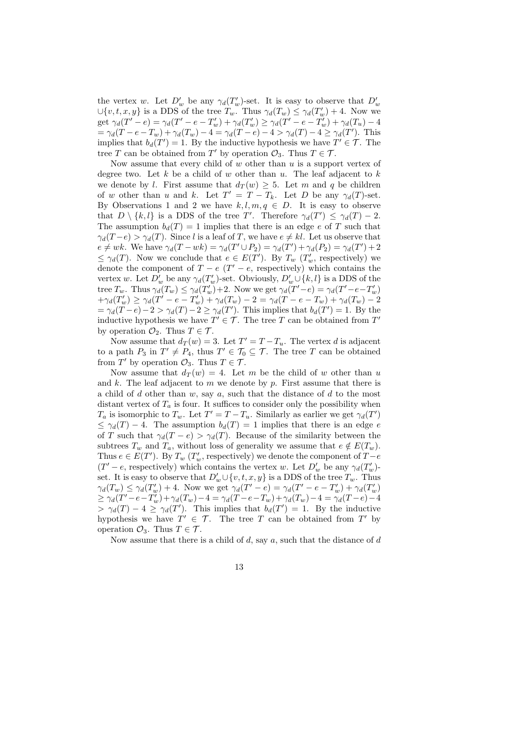the vertex $w$. Let $D'_w$ be any $\gamma_d(T'_w)$-set. It is easy to observe that $D'_w \cup\{v,t,x,y\}$ is a DDS of the tree $T_w$. Thus $\gamma_d(T_w) \le \gamma_d(T'_w)+4$. Now we get $\gamma_d(T'-e) = \gamma_d(T'-e-T'_w)+\gamma_d(T'_w) \ge \gamma_d(T'-e-T'_w)+\gamma_d(T_u)-4 = \gamma_d(T-e-T_w)+\gamma_d(T_w)-4 = \gamma_d(T-e)-4 > \gamma_d(T)-4 \ge \gamma_d(T')$. This implies that $b_d(T')=1$. By the inductive hypothesis we have $T' \in \mathcal{T}$. The tree $T$ can be obtained from $T'$ by operation $\mathcal{O}_3$. Thus $T \in \mathcal{T}$.

Now assume that every child of $w$ other than $u$ is a support vertex of degree two. Let $k$ be a child of $w$ other than $u$. The leaf adjacent to $k$ we denote by $l$. First assume that $d_T(w) \ge 5$. Let $m$ and $q$ be children of $w$ other than $u$ and $k$. Let $T' = T - T_k$. Let $D$ be any $\gamma_d(T)$-set. By Observations 1 and 2 we have $k,l,m,q \in D$. It is easy to observe that $D \setminus \{k,l\}$ is a DDS of the tree $T'$. Therefore $\gamma_d(T') \le \gamma_d(T)-2$. The assumption $b_d(T)=1$ implies that there is an edge $e$ of $T$ such that $\gamma_d(T-e) > \gamma_d(T)$. Since $l$ is a leaf of $T$, we have $e \ne kl$. Let us observe that $e \ne wk$. We have $\gamma_d(T-wk) = \gamma_d(T' \cup P_2) = \gamma_d(T') + \gamma_d(P_2) = \gamma_d(T')+2 \le \gamma_d(T)$. Now we conclude that $e \in E(T')$. By $T_w$ ($T'_w$, respectively) we denote the component of $T-e$ ($T'-e$, respectively) which contains the vertex $w$. Let $D'_w$ be any $\gamma_d(T'_w)$-set. Obviously, $D'_w \cup \{k,l\}$ is a DDS of the tree $T_w$. Thus $\gamma_d(T_w) \le \gamma_d(T'_w)+2$. Now we get $\gamma_d(T'-e) = \gamma_d(T'-e-T'_w) +\gamma_d(T'_w) \ge \gamma_d(T'-e-T'_w)+\gamma_d(T_w)-2 = \gamma_d(T-e-T_w)+\gamma_d(T_w)-2 = \gamma_d(T-e)-2 > \gamma_d(T)-2 \ge \gamma_d(T')$. This implies that $b_d(T')=1$. By the inductive hypothesis we have $T' \in \mathcal{T}$. The tree $T$ can be obtained from $T'$ by operation $\mathcal{O}_2$. Thus $T \in \mathcal{T}$.

Now assume that $d_T(w)=3$. Let $T' = T - T_u$. The vertex $d$ is adjacent to a path $P_3$ in $T' \ne P_4$, thus $T' \in \mathcal{T}_0 \subseteq \mathcal{T}$. The tree $T$ can be obtained from $T'$ by operation $\mathcal{O}_3$. Thus $T \in \mathcal{T}$.

Now assume that $d_T(w)=4$. Let $m$ be the child of $w$ other than $u$ and $k$. The leaf adjacent to $m$ we denote by $p$. First assume that there is a child of $d$ other than $w$, say $a$, such that the distance of $d$ to the most distant vertex of $T_a$ is four. It suffices to consider only the possibility when $T_a$ is isomorphic to $T_w$. Let $T' = T - T_u$. Similarly as earlier we get $\gamma_d(T') \le \gamma_d(T)-4$. The assumption $b_d(T)=1$ implies that there is an edge $e$ of $T$ such that $\gamma_d(T-e) > \gamma_d(T)$. Because of the similarity between the subtrees $T_w$ and $T_a$, without loss of generality we assume that $e \notin E(T_w)$. Thus $e \in E(T')$. By $T_w$ ($T'_w$, respectively) we denote the component of $T-e$ ($T'-e$, respectively) which contains the vertex $w$. Let $D'_w$ be any $\gamma_d(T'_w)$-set. It is easy to observe that $D'_w \cup \{v,t,x,y\}$ is a DDS of the tree $T_w$. Thus $\gamma_d(T_w) \le \gamma_d(T'_w)+4$. Now we get $\gamma_d(T'-e) = \gamma_d(T'-e-T'_w)+\gamma_d(T'_w) \ge \gamma_d(T'-e-T'_w)+\gamma_d(T_w)-4 = \gamma_d(T-e-T_w)+\gamma_d(T_w)-4 = \gamma_d(T-e)-4 > \gamma_d(T)-4 \ge \gamma_d(T')$. This implies that $b_d(T')=1$. By the inductive hypothesis we have $T' \in \mathcal{T}$. The tree $T$ can be obtained from $T'$ by operation $\mathcal{O}_3$. Thus $T \in \mathcal{T}$.

Now assume that there is a child of $d$, say $a$, such that the distance of $d$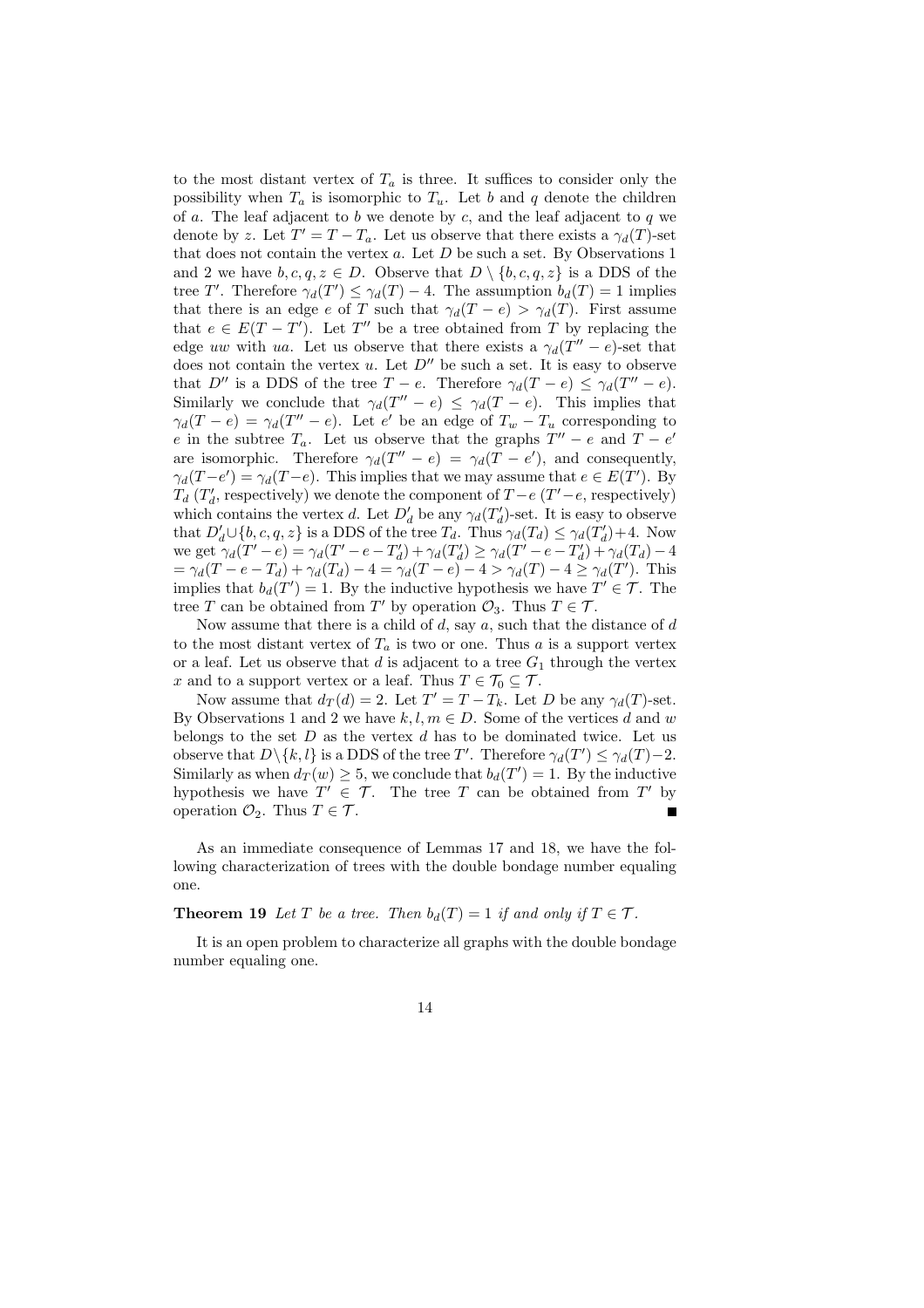to the most distant vertex of $T_a$ is three. It suffices to consider only the possibility when $T_a$ is isomorphic to $T_u$. Let $b$ and $q$ denote the children of $a$. The leaf adjacent to $b$ we denote by $c$, and the leaf adjacent to $q$ we denote by $z$. Let $T' = T - T_a$. Let us observe that there exists a $\gamma_d(T)$-set that does not contain the vertex $a$. Let $D$ be such a set. By Observations 1 and 2 we have $b, c, q, z \in D$. Observe that $D \setminus \{b, c, q, z\}$ is a DDS of the tree $T'$. Therefore $\gamma_d(T') \leq \gamma_d(T) - 4$. The assumption $b_d(T) = 1$ implies that there is an edge $e$ of $T$ such that $\gamma_d(T - e) > \gamma_d(T)$. First assume that $e \in E(T - T')$. Let $T''$ be a tree obtained from $T$ by replacing the edge $uw$ with $ua$. Let us observe that there exists a $\gamma_d(T'' - e)$-set that does not contain the vertex $u$. Let $D''$ be such a set. It is easy to observe that $D''$ is a DDS of the tree $T - e$. Therefore $\gamma_d(T - e) \leq \gamma_d(T'' - e)$. Similarly we conclude that $\gamma_d(T'' - e) \leq \gamma_d(T - e)$. This implies that $\gamma_d(T - e) = \gamma_d(T'' - e)$. Let $e'$ be an edge of $T_w - T_u$ corresponding to $e$ in the subtree $T_a$. Let us observe that the graphs $T'' - e$ and $T - e'$ are isomorphic. Therefore $\gamma_d(T'' - e) = \gamma_d(T - e')$, and consequently, $\gamma_d(T - e') = \gamma_d(T - e)$. This implies that we may assume that $e \in E(T')$. By $T_d$ ($T'_d$, respectively) we denote the component of $T - e$ ($T' - e$, respectively) which contains the vertex $d$. Let $D'_d$ be any $\gamma_d(T'_d)$-set. It is easy to observe that $D'_d \cup \{b, c, q, z\}$ is a DDS of the tree $T_d$. Thus $\gamma_d(T_d) \leq \gamma_d(T'_d) + 4$. Now we get $\gamma_d(T' - e) = \gamma_d(T' - e - T'_d) + \gamma_d(T'_d) \geq \gamma_d(T' - e - T'_d) + \gamma_d(T_d) - 4$ $= \gamma_d(T - e - T_d) + \gamma_d(T_d) - 4 = \gamma_d(T - e) - 4 > \gamma_d(T) - 4 \geq \gamma_d(T')$. This implies that $b_d(T') = 1$. By the inductive hypothesis we have $T' \in \mathcal{T}$. The tree $T$ can be obtained from $T'$ by operation $\mathcal{O}_3$. Thus $T \in \mathcal{T}$.

Now assume that there is a child of $d$, say $a$, such that the distance of $d$ to the most distant vertex of $T_a$ is two or one. Thus $a$ is a support vertex or a leaf. Let us observe that $d$ is adjacent to a tree $G_1$ through the vertex $x$ and to a support vertex or a leaf. Thus $T \in \mathcal{T}_0 \subseteq \mathcal{T}$.

Now assume that $d_T(d) = 2$. Let $T' = T - T_k$. Let $D$ be any $\gamma_d(T)$-set. By Observations 1 and 2 we have $k, l, m \in D$. Some of the vertices $d$ and $w$ belongs to the set $D$ as the vertex $d$ has to be dominated twice. Let us observe that $D \setminus \{k, l\}$ is a DDS of the tree $T'$. Therefore $\gamma_d(T') \leq \gamma_d(T) - 2$. Similarly as when $d_T(w) \geq 5$, we conclude that $b_d(T') = 1$. By the inductive hypothesis we have $T' \in \mathcal{T}$. The tree $T$ can be obtained from $T'$ by operation $\mathcal{O}_2$. Thus $T \in \mathcal{T}$. ■

As an immediate consequence of Lemmas 17 and 18, we have the following characterization of trees with the double bondage number equaling one.

**Theorem 19** *Let $T$ be a tree. Then $b_d(T) = 1$ if and only if $T \in \mathcal{T}$.*

It is an open problem to characterize all graphs with the double bondage number equaling one.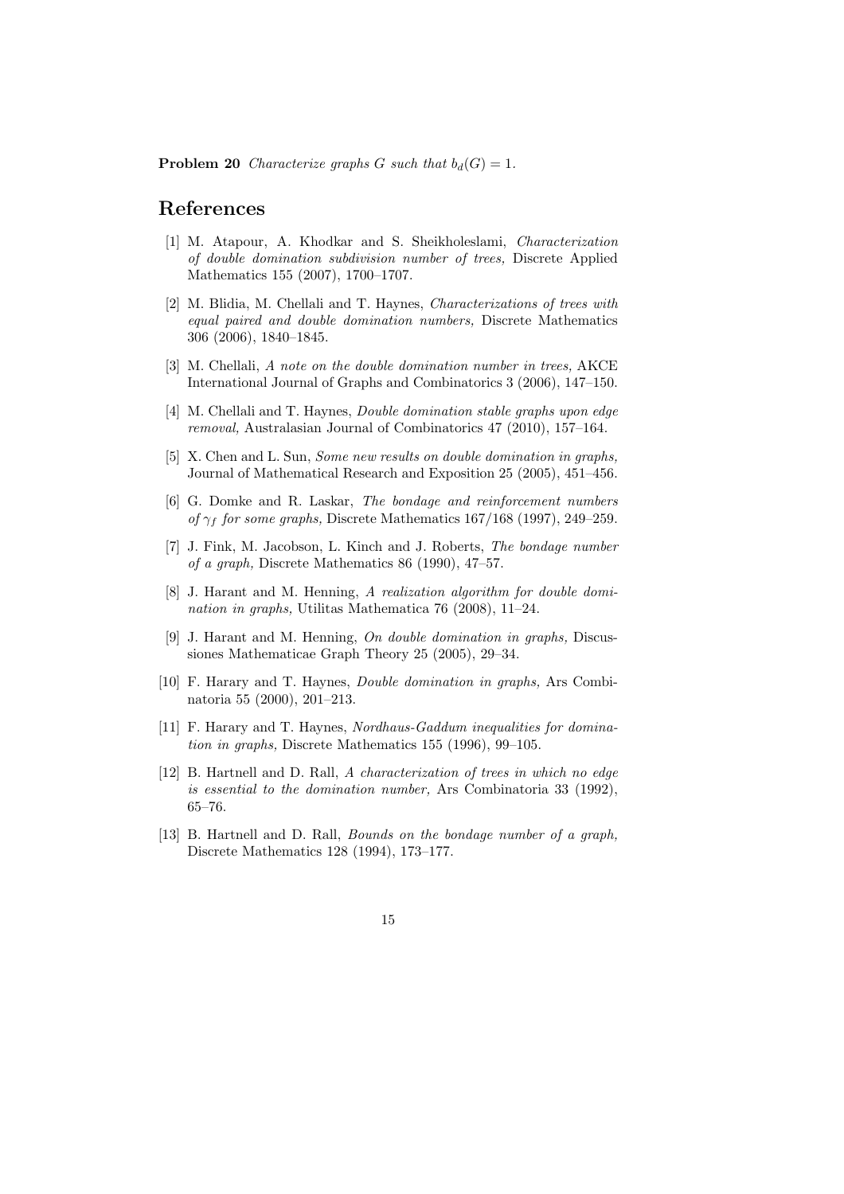**Problem 20** *Characterize graphs $G$ such that $b_d(G) = 1$.*

## References

[1] M. Atapour, A. Khodkar and S. Sheikholeslami, *Characterization of double domination subdivision number of trees,* Discrete Applied Mathematics 155 (2007), 1700–1707.

[2] M. Blidia, M. Chellali and T. Haynes, *Characterizations of trees with equal paired and double domination numbers,* Discrete Mathematics 306 (2006), 1840–1845.

[3] M. Chellali, *A note on the double domination number in trees,* AKCE International Journal of Graphs and Combinatorics 3 (2006), 147–150.

[4] M. Chellali and T. Haynes, *Double domination stable graphs upon edge removal,* Australasian Journal of Combinatorics 47 (2010), 157–164.

[5] X. Chen and L. Sun, *Some new results on double domination in graphs,* Journal of Mathematical Research and Exposition 25 (2005), 451–456.

[6] G. Domke and R. Laskar, *The bondage and reinforcement numbers of $\gamma_f$ for some graphs,* Discrete Mathematics 167/168 (1997), 249–259.

[7] J. Fink, M. Jacobson, L. Kinch and J. Roberts, *The bondage number of a graph,* Discrete Mathematics 86 (1990), 47–57.

[8] J. Harant and M. Henning, *A realization algorithm for double domination in graphs,* Utilitas Mathematica 76 (2008), 11–24.

[9] J. Harant and M. Henning, *On double domination in graphs,* Discussiones Mathematicae Graph Theory 25 (2005), 29–34.

[10] F. Harary and T. Haynes, *Double domination in graphs,* Ars Combinatoria 55 (2000), 201–213.

[11] F. Harary and T. Haynes, *Nordhaus-Gaddum inequalities for domination in graphs,* Discrete Mathematics 155 (1996), 99–105.

[12] B. Hartnell and D. Rall, *A characterization of trees in which no edge is essential to the domination number,* Ars Combinatoria 33 (1992), 65–76.

[13] B. Hartnell and D. Rall, *Bounds on the bondage number of a graph,* Discrete Mathematics 128 (1994), 173–177.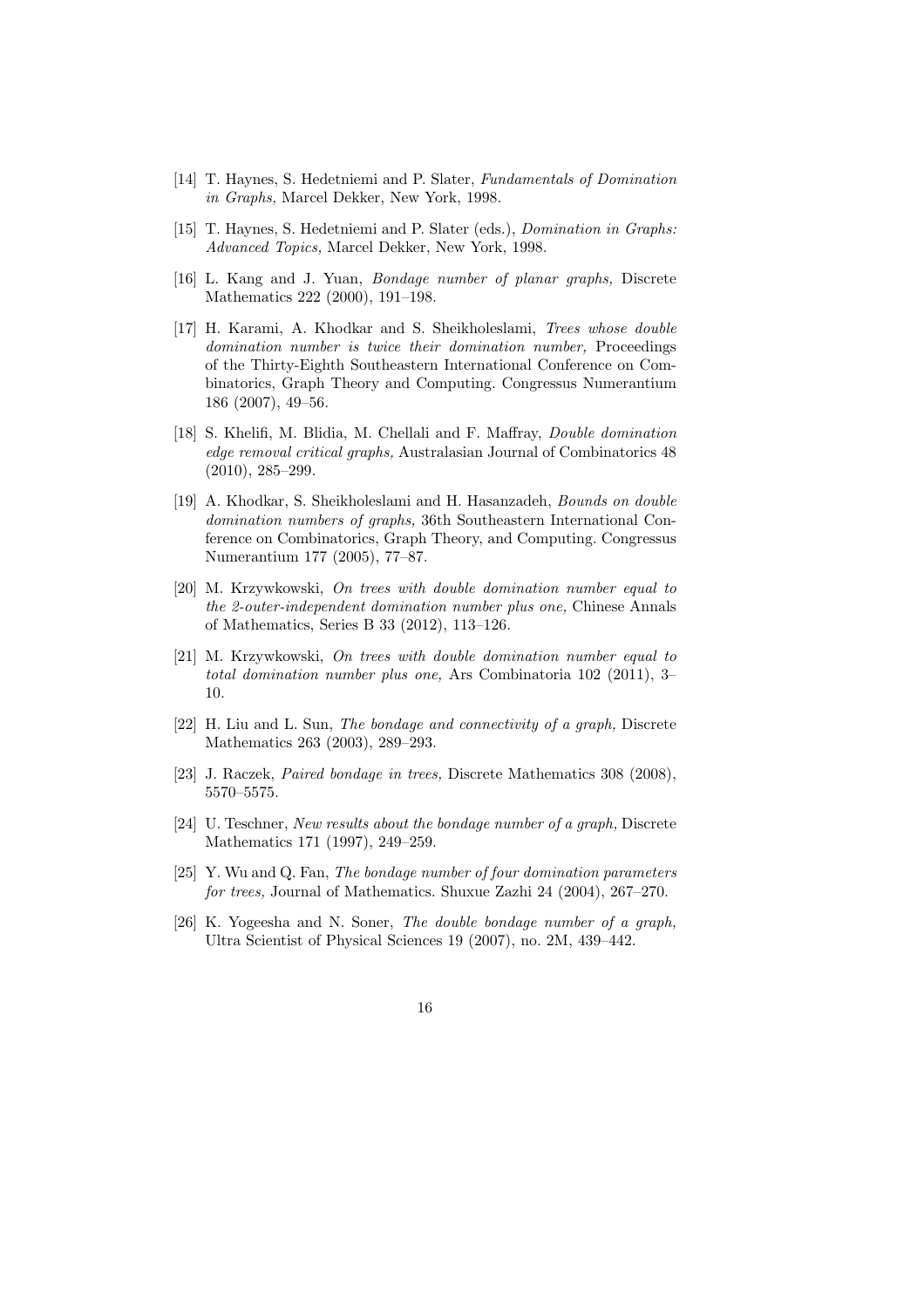[14] T. Haynes, S. Hedetniemi and P. Slater, *Fundamentals of Domination in Graphs,* Marcel Dekker, New York, 1998.

[15] T. Haynes, S. Hedetniemi and P. Slater (eds.), *Domination in Graphs: Advanced Topics,* Marcel Dekker, New York, 1998.

[16] L. Kang and J. Yuan, *Bondage number of planar graphs,* Discrete Mathematics 222 (2000), 191–198.

[17] H. Karami, A. Khodkar and S. Sheikholeslami, *Trees whose double domination number is twice their domination number,* Proceedings of the Thirty-Eighth Southeastern International Conference on Combinatorics, Graph Theory and Computing. Congressus Numerantium 186 (2007), 49–56.

[18] S. Khelifi, M. Blidia, M. Chellali and F. Maffray, *Double domination edge removal critical graphs,* Australasian Journal of Combinatorics 48 (2010), 285–299.

[19] A. Khodkar, S. Sheikholeslami and H. Hasanzadeh, *Bounds on double domination numbers of graphs*, 36th Southeastern International Conference on Combinatorics, Graph Theory, and Computing. Congressus Numerantium 177 (2005), 77–87.

[20] M. Krzywkowski, *On trees with double domination number equal to the 2-outer-independent domination number plus one,* Chinese Annals of Mathematics, Series B 33 (2012), 113–126.

[21] M. Krzywkowski, *On trees with double domination number equal to total domination number plus one,* Ars Combinatoria 102 (2011), 3–10.

[22] H. Liu and L. Sun, *The bondage and connectivity of a graph,* Discrete Mathematics 263 (2003), 289–293.

[23] J. Raczek, *Paired bondage in trees,* Discrete Mathematics 308 (2008), 5570–5575.

[24] U. Teschner, *New results about the bondage number of a graph,* Discrete Mathematics 171 (1997), 249–259.

[25] Y. Wu and Q. Fan, *The bondage number of four domination parameters for trees,* Journal of Mathematics. Shuxue Zazhi 24 (2004), 267–270.

[26] K. Yogeesha and N. Soner, *The double bondage number of a graph,* Ultra Scientist of Physical Sciences 19 (2007), no. 2M, 439–442.